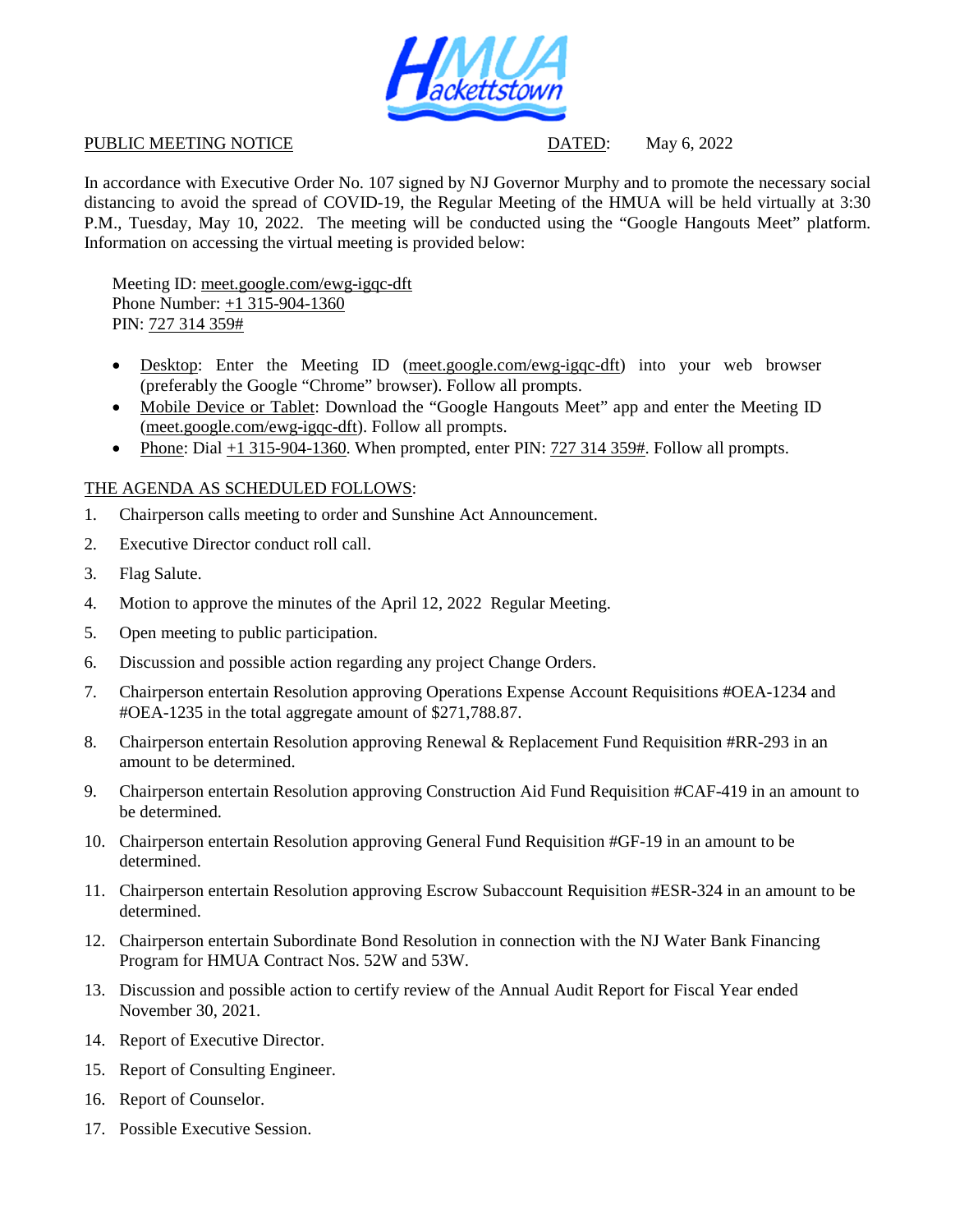HMUA Hackettstown

PUBLIC MEETING NOTICE DATED: May 6, 2022

In accordance with Executive Order No. 107 signed by NJ Governor Murphy and to promote the necessary social distancing to avoid the spread of COVID-19, the Regular Meeting of the HMUA will be held virtually at 3:30 P.M., Tuesday, May 10, 2022. The meeting will be conducted using the "Google Hangouts Meet" platform. Information on accessing the virtual meeting is provided below:

Meeting ID: meet.google.com/ewg-igqc-dft
Phone Number: +1 315-904-1360
PIN: 727 314 359#

- Desktop: Enter the Meeting ID (meet.google.com/ewg-igqc-dft) into your web browser (preferably the Google "Chrome" browser). Follow all prompts.
- Mobile Device or Tablet: Download the "Google Hangouts Meet" app and enter the Meeting ID (meet.google.com/ewg-igqc-dft). Follow all prompts.
- Phone: Dial +1 315-904-1360. When prompted, enter PIN: 727 314 359#. Follow all prompts.

THE AGENDA AS SCHEDULED FOLLOWS:

1. Chairperson calls meeting to order and Sunshine Act Announcement.
2. Executive Director conduct roll call.
3. Flag Salute.
4. Motion to approve the minutes of the April 12, 2022 Regular Meeting.
5. Open meeting to public participation.
6. Discussion and possible action regarding any project Change Orders.
7. Chairperson entertain Resolution approving Operations Expense Account Requisitions #OEA-1234 and #OEA-1235 in the total aggregate amount of $271,788.87.
8. Chairperson entertain Resolution approving Renewal & Replacement Fund Requisition #RR-293 in an amount to be determined.
9. Chairperson entertain Resolution approving Construction Aid Fund Requisition #CAF-419 in an amount to be determined.
10. Chairperson entertain Resolution approving General Fund Requisition #GF-19 in an amount to be determined.
11. Chairperson entertain Resolution approving Escrow Subaccount Requisition #ESR-324 in an amount to be determined.
12. Chairperson entertain Subordinate Bond Resolution in connection with the NJ Water Bank Financing Program for HMUA Contract Nos. 52W and 53W.
13. Discussion and possible action to certify review of the Annual Audit Report for Fiscal Year ended November 30, 2021.
14. Report of Executive Director.
15. Report of Consulting Engineer.
16. Report of Counselor.
17. Possible Executive Session.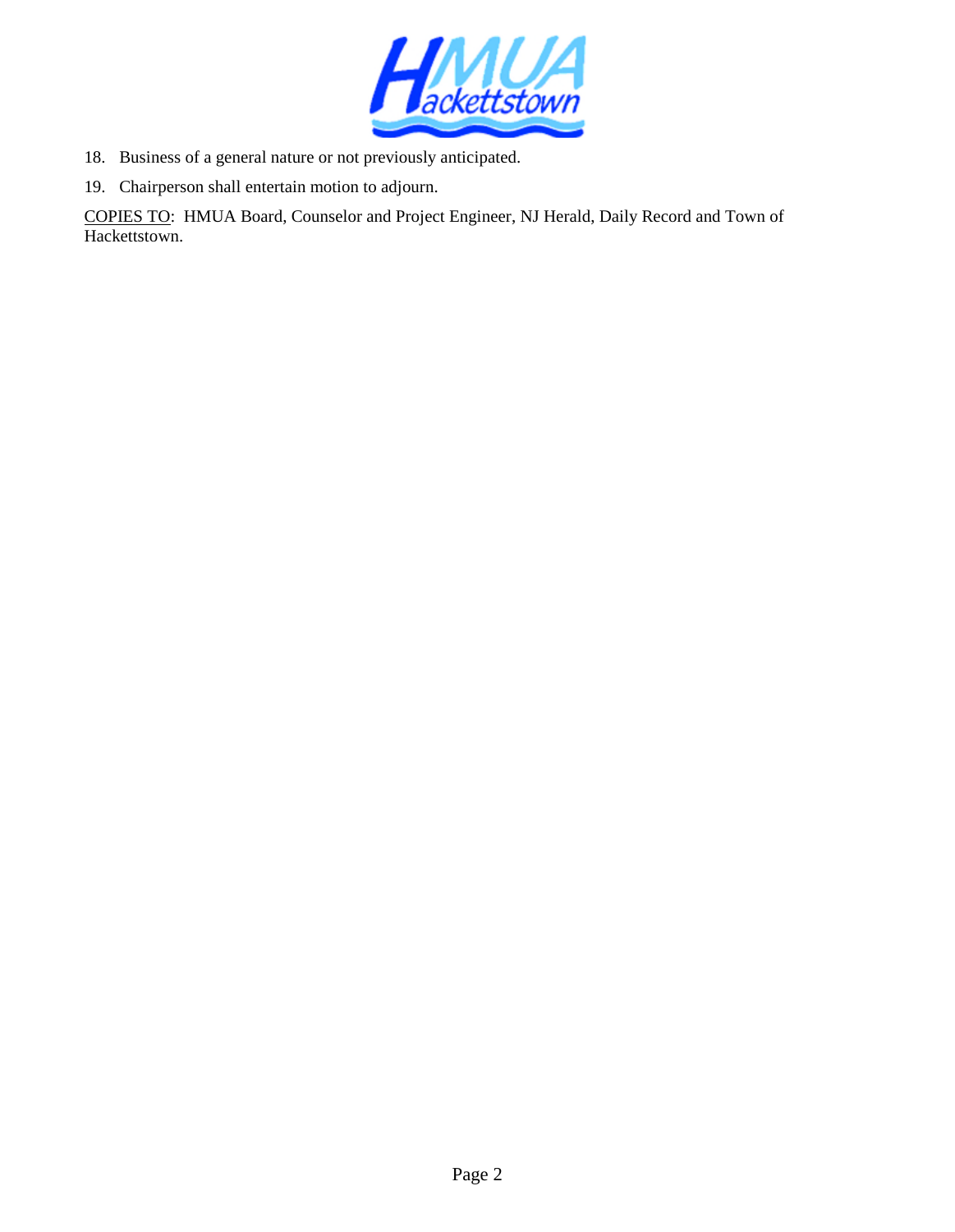18. Business of a general nature or not previously anticipated.

19. Chairperson shall entertain motion to adjourn.

COPIES TO: HMUA Board, Counselor and Project Engineer, NJ Herald, Daily Record and Town of Hackettstown.